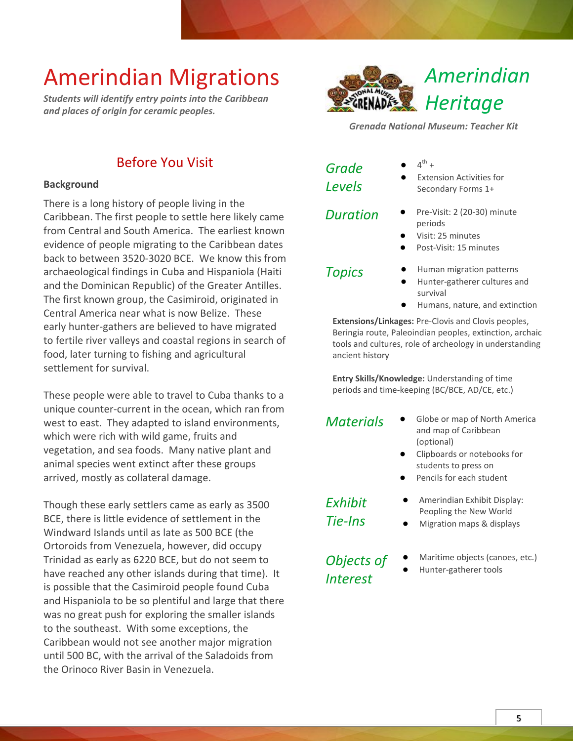# Amerindian Migrations

***Students will identify entry points into the Caribbean and places of origin for ceramic peoples.***

## *Amerindian Heritage*

***Grenada National Museum: Teacher Kit***

## Before You Visit

**Background**

There is a long history of people living in the Caribbean. The first people to settle here likely came from Central and South America. The earliest known evidence of people migrating to the Caribbean dates back to between 3520-3020 BCE. We know this from archaeological findings in Cuba and Hispaniola (Haiti and the Dominican Republic) of the Greater Antilles. The first known group, the Casimiroid, originated in Central America near what is now Belize. These early hunter-gathers are believed to have migrated to fertile river valleys and coastal regions in search of food, later turning to fishing and agricultural settlement for survival.

These people were able to travel to Cuba thanks to a unique counter-current in the ocean, which ran from west to east. They adapted to island environments, which were rich with wild game, fruits and vegetation, and sea foods. Many native plant and animal species went extinct after these groups arrived, mostly as collateral damage.

Though these early settlers came as early as 3500 BCE, there is little evidence of settlement in the Windward Islands until as late as 500 BCE (the Ortoroids from Venezuela, however, did occupy Trinidad as early as 6220 BCE, but do not seem to have reached any other islands during that time). It is possible that the Casimiroid people found Cuba and Hispaniola to be so plentiful and large that there was no great push for exploring the smaller islands to the southeast. With some exceptions, the Caribbean would not see another major migration until 500 BC, with the arrival of the Saladoids from the Orinoco River Basin in Venezuela.

### *Grade Levels*

- 4th +
- Extension Activities for Secondary Forms 1+

### *Duration*

- Pre-Visit: 2 (20-30) minute periods
- Visit: 25 minutes
- Post-Visit: 15 minutes

### *Topics*

- Human migration patterns
- Hunter-gatherer cultures and survival
- Humans, nature, and extinction

**Extensions/Linkages:** Pre-Clovis and Clovis peoples, Beringia route, Paleoindian peoples, extinction, archaic tools and cultures, role of archeology in understanding ancient history

**Entry Skills/Knowledge:** Understanding of time periods and time-keeping (BC/BCE, AD/CE, etc.)

### *Materials*

- Globe or map of North America and map of Caribbean (optional)
- Clipboards or notebooks for students to press on
- Pencils for each student

### *Exhibit Tie-Ins*

- Amerindian Exhibit Display: Peopling the New World
- Migration maps & displays

### *Objects of Interest*

- Maritime objects (canoes, etc.)
- Hunter-gatherer tools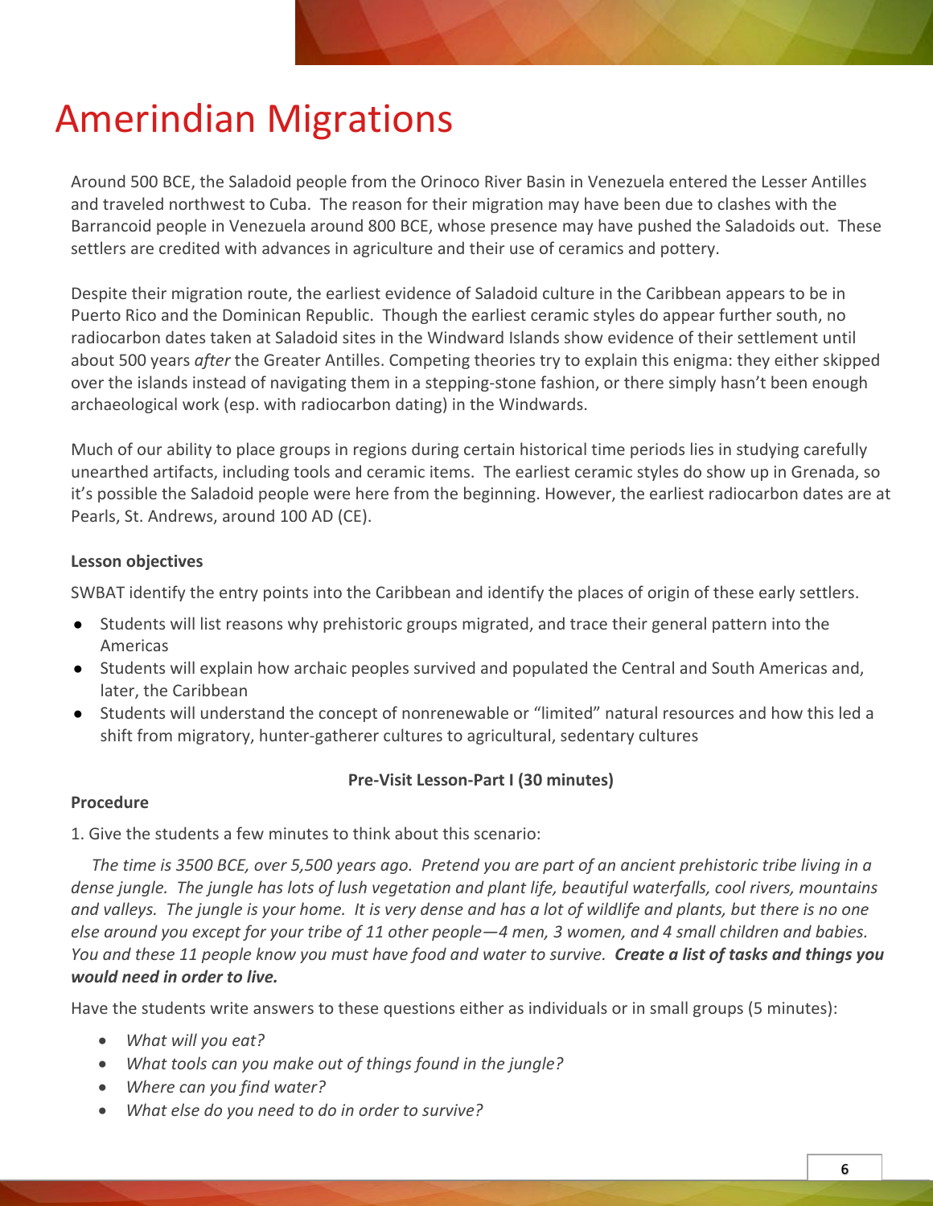# Amerindian Migrations

Around 500 BCE, the Saladoid people from the Orinoco River Basin in Venezuela entered the Lesser Antilles and traveled northwest to Cuba. The reason for their migration may have been due to clashes with the Barrancoid people in Venezuela around 800 BCE, whose presence may have pushed the Saladoids out. These settlers are credited with advances in agriculture and their use of ceramics and pottery.

Despite their migration route, the earliest evidence of Saladoid culture in the Caribbean appears to be in Puerto Rico and the Dominican Republic. Though the earliest ceramic styles do appear further south, no radiocarbon dates taken at Saladoid sites in the Windward Islands show evidence of their settlement until about 500 years *after* the Greater Antilles. Competing theories try to explain this enigma: they either skipped over the islands instead of navigating them in a stepping-stone fashion, or there simply hasn't been enough archaeological work (esp. with radiocarbon dating) in the Windwards.

Much of our ability to place groups in regions during certain historical time periods lies in studying carefully unearthed artifacts, including tools and ceramic items. The earliest ceramic styles do show up in Grenada, so it's possible the Saladoid people were here from the beginning. However, the earliest radiocarbon dates are at Pearls, St. Andrews, around 100 AD (CE).

**Lesson objectives**

SWBAT identify the entry points into the Caribbean and identify the places of origin of these early settlers.

- Students will list reasons why prehistoric groups migrated, and trace their general pattern into the Americas
- Students will explain how archaic peoples survived and populated the Central and South Americas and, later, the Caribbean
- Students will understand the concept of nonrenewable or "limited" natural resources and how this led a shift from migratory, hunter-gatherer cultures to agricultural, sedentary cultures

**Pre-Visit Lesson-Part I (30 minutes)**

**Procedure**

1. Give the students a few minutes to think about this scenario:

*The time is 3500 BCE, over 5,500 years ago. Pretend you are part of an ancient prehistoric tribe living in a dense jungle. The jungle has lots of lush vegetation and plant life, beautiful waterfalls, cool rivers, mountains and valleys. The jungle is your home. It is very dense and has a lot of wildlife and plants, but there is no one else around you except for your tribe of 11 other people—4 men, 3 women, and 4 small children and babies. You and these 11 people know you must have food and water to survive.* ***Create a list of tasks and things you would need in order to live.***

Have the students write answers to these questions either as individuals or in small groups (5 minutes):

- *What will you eat?*
- *What tools can you make out of things found in the jungle?*
- *Where can you find water?*
- *What else do you need to do in order to survive?*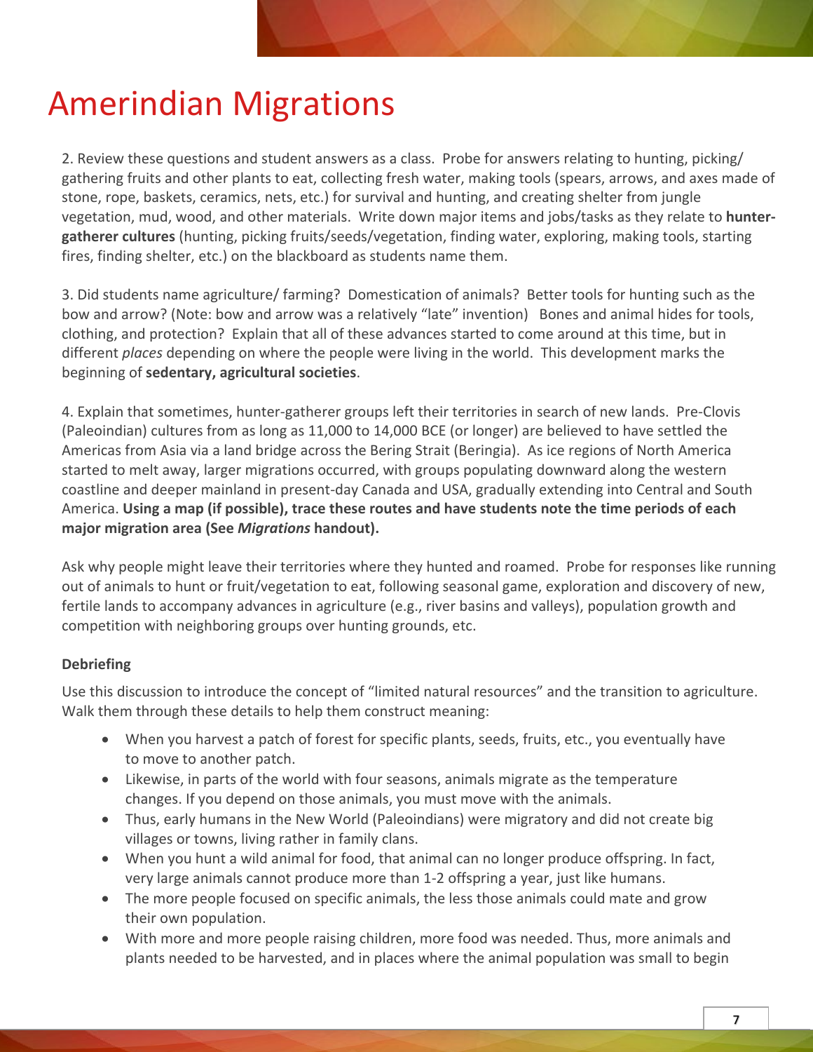# Amerindian Migrations

2. Review these questions and student answers as a class. Probe for answers relating to hunting, picking/ gathering fruits and other plants to eat, collecting fresh water, making tools (spears, arrows, and axes made of stone, rope, baskets, ceramics, nets, etc.) for survival and hunting, and creating shelter from jungle vegetation, mud, wood, and other materials. Write down major items and jobs/tasks as they relate to **hunter-gatherer cultures** (hunting, picking fruits/seeds/vegetation, finding water, exploring, making tools, starting fires, finding shelter, etc.) on the blackboard as students name them.

3. Did students name agriculture/ farming? Domestication of animals? Better tools for hunting such as the bow and arrow? (Note: bow and arrow was a relatively "late" invention) Bones and animal hides for tools, clothing, and protection? Explain that all of these advances started to come around at this time, but in different *places* depending on where the people were living in the world. This development marks the beginning of **sedentary, agricultural societies**.

4. Explain that sometimes, hunter-gatherer groups left their territories in search of new lands. Pre-Clovis (Paleoindian) cultures from as long as 11,000 to 14,000 BCE (or longer) are believed to have settled the Americas from Asia via a land bridge across the Bering Strait (Beringia). As ice regions of North America started to melt away, larger migrations occurred, with groups populating downward along the western coastline and deeper mainland in present-day Canada and USA, gradually extending into Central and South America. **Using a map (if possible), trace these routes and have students note the time periods of each major migration area (See *Migrations* handout).**

Ask why people might leave their territories where they hunted and roamed. Probe for responses like running out of animals to hunt or fruit/vegetation to eat, following seasonal game, exploration and discovery of new, fertile lands to accompany advances in agriculture (e.g., river basins and valleys), population growth and competition with neighboring groups over hunting grounds, etc.

**Debriefing**

Use this discussion to introduce the concept of "limited natural resources" and the transition to agriculture. Walk them through these details to help them construct meaning:

- When you harvest a patch of forest for specific plants, seeds, fruits, etc., you eventually have to move to another patch.
- Likewise, in parts of the world with four seasons, animals migrate as the temperature changes. If you depend on those animals, you must move with the animals.
- Thus, early humans in the New World (Paleoindians) were migratory and did not create big villages or towns, living rather in family clans.
- When you hunt a wild animal for food, that animal can no longer produce offspring. In fact, very large animals cannot produce more than 1-2 offspring a year, just like humans.
- The more people focused on specific animals, the less those animals could mate and grow their own population.
- With more and more people raising children, more food was needed. Thus, more animals and plants needed to be harvested, and in places where the animal population was small to begin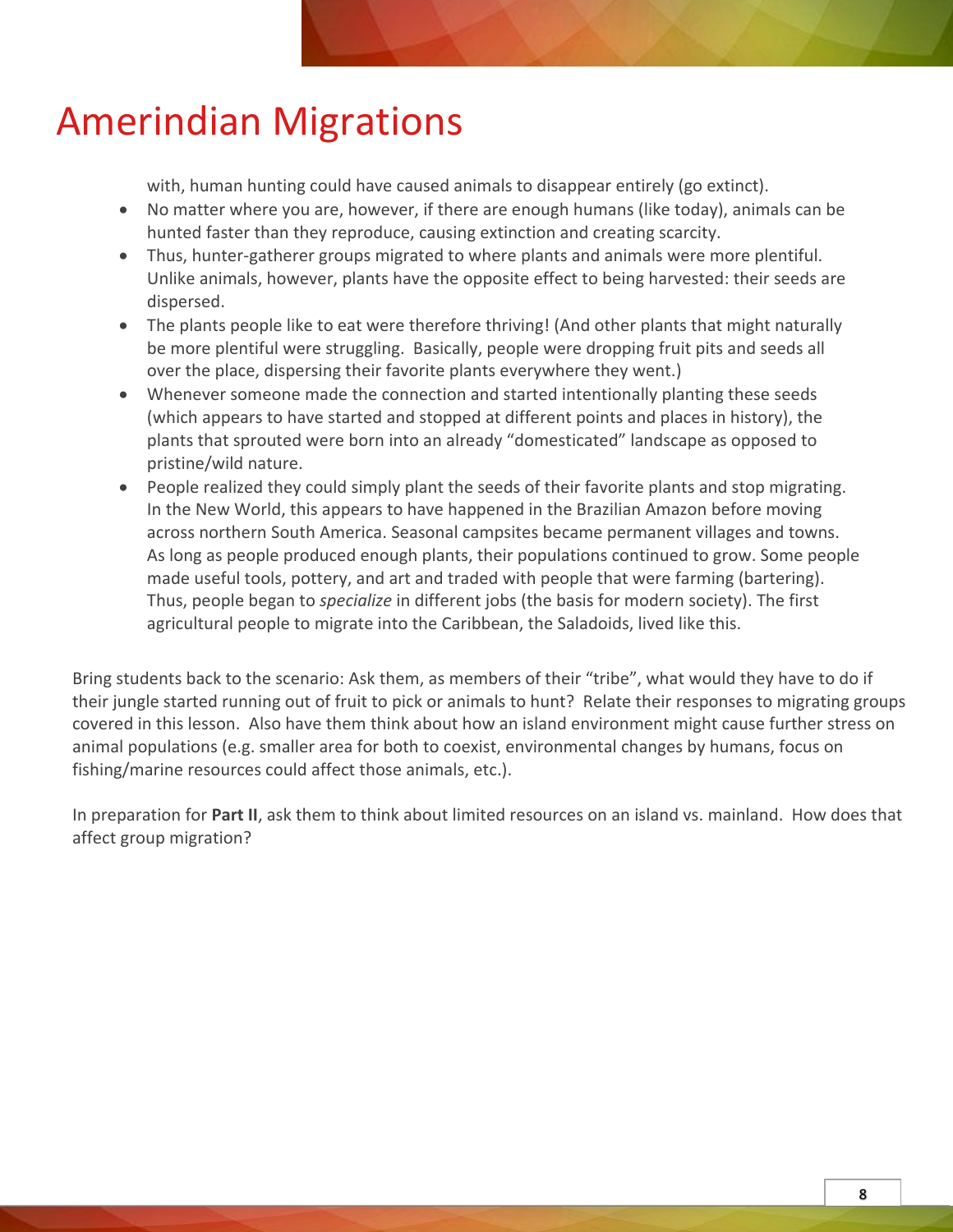# Amerindian Migrations

with, human hunting could have caused animals to disappear entirely (go extinct).

- No matter where you are, however, if there are enough humans (like today), animals can be hunted faster than they reproduce, causing extinction and creating scarcity.
- Thus, hunter-gatherer groups migrated to where plants and animals were more plentiful. Unlike animals, however, plants have the opposite effect to being harvested: their seeds are dispersed.
- The plants people like to eat were therefore thriving! (And other plants that might naturally be more plentiful were struggling. Basically, people were dropping fruit pits and seeds all over the place, dispersing their favorite plants everywhere they went.)
- Whenever someone made the connection and started intentionally planting these seeds (which appears to have started and stopped at different points and places in history), the plants that sprouted were born into an already "domesticated" landscape as opposed to pristine/wild nature.
- People realized they could simply plant the seeds of their favorite plants and stop migrating. In the New World, this appears to have happened in the Brazilian Amazon before moving across northern South America. Seasonal campsites became permanent villages and towns. As long as people produced enough plants, their populations continued to grow. Some people made useful tools, pottery, and art and traded with people that were farming (bartering). Thus, people began to *specialize* in different jobs (the basis for modern society). The first agricultural people to migrate into the Caribbean, the Saladoids, lived like this.

Bring students back to the scenario: Ask them, as members of their "tribe", what would they have to do if their jungle started running out of fruit to pick or animals to hunt? Relate their responses to migrating groups covered in this lesson. Also have them think about how an island environment might cause further stress on animal populations (e.g. smaller area for both to coexist, environmental changes by humans, focus on fishing/marine resources could affect those animals, etc.).

In preparation for **Part II**, ask them to think about limited resources on an island vs. mainland. How does that affect group migration?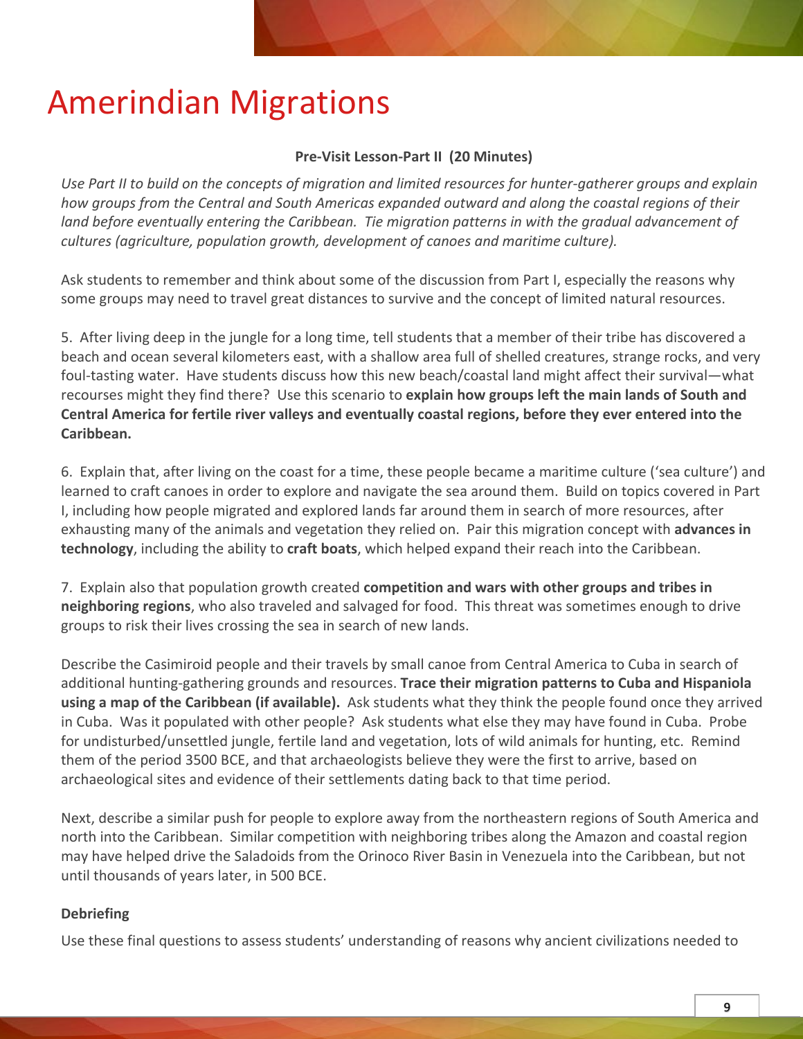# Amerindian Migrations

**Pre-Visit Lesson-Part II (20 Minutes)**

*Use Part II to build on the concepts of migration and limited resources for hunter-gatherer groups and explain how groups from the Central and South Americas expanded outward and along the coastal regions of their land before eventually entering the Caribbean. Tie migration patterns in with the gradual advancement of cultures (agriculture, population growth, development of canoes and maritime culture).*

Ask students to remember and think about some of the discussion from Part I, especially the reasons why some groups may need to travel great distances to survive and the concept of limited natural resources.

5. After living deep in the jungle for a long time, tell students that a member of their tribe has discovered a beach and ocean several kilometers east, with a shallow area full of shelled creatures, strange rocks, and very foul-tasting water. Have students discuss how this new beach/coastal land might affect their survival—what recourses might they find there? Use this scenario to **explain how groups left the main lands of South and Central America for fertile river valleys and eventually coastal regions, before they ever entered into the Caribbean.**

6. Explain that, after living on the coast for a time, these people became a maritime culture ('sea culture') and learned to craft canoes in order to explore and navigate the sea around them. Build on topics covered in Part I, including how people migrated and explored lands far around them in search of more resources, after exhausting many of the animals and vegetation they relied on. Pair this migration concept with **advances in technology**, including the ability to **craft boats**, which helped expand their reach into the Caribbean.

7. Explain also that population growth created **competition and wars with other groups and tribes in neighboring regions**, who also traveled and salvaged for food. This threat was sometimes enough to drive groups to risk their lives crossing the sea in search of new lands.

Describe the Casimiroid people and their travels by small canoe from Central America to Cuba in search of additional hunting-gathering grounds and resources. **Trace their migration patterns to Cuba and Hispaniola using a map of the Caribbean (if available).** Ask students what they think the people found once they arrived in Cuba. Was it populated with other people? Ask students what else they may have found in Cuba. Probe for undisturbed/unsettled jungle, fertile land and vegetation, lots of wild animals for hunting, etc. Remind them of the period 3500 BCE, and that archaeologists believe they were the first to arrive, based on archaeological sites and evidence of their settlements dating back to that time period.

Next, describe a similar push for people to explore away from the northeastern regions of South America and north into the Caribbean. Similar competition with neighboring tribes along the Amazon and coastal region may have helped drive the Saladoids from the Orinoco River Basin in Venezuela into the Caribbean, but not until thousands of years later, in 500 BCE.

**Debriefing**

Use these final questions to assess students' understanding of reasons why ancient civilizations needed to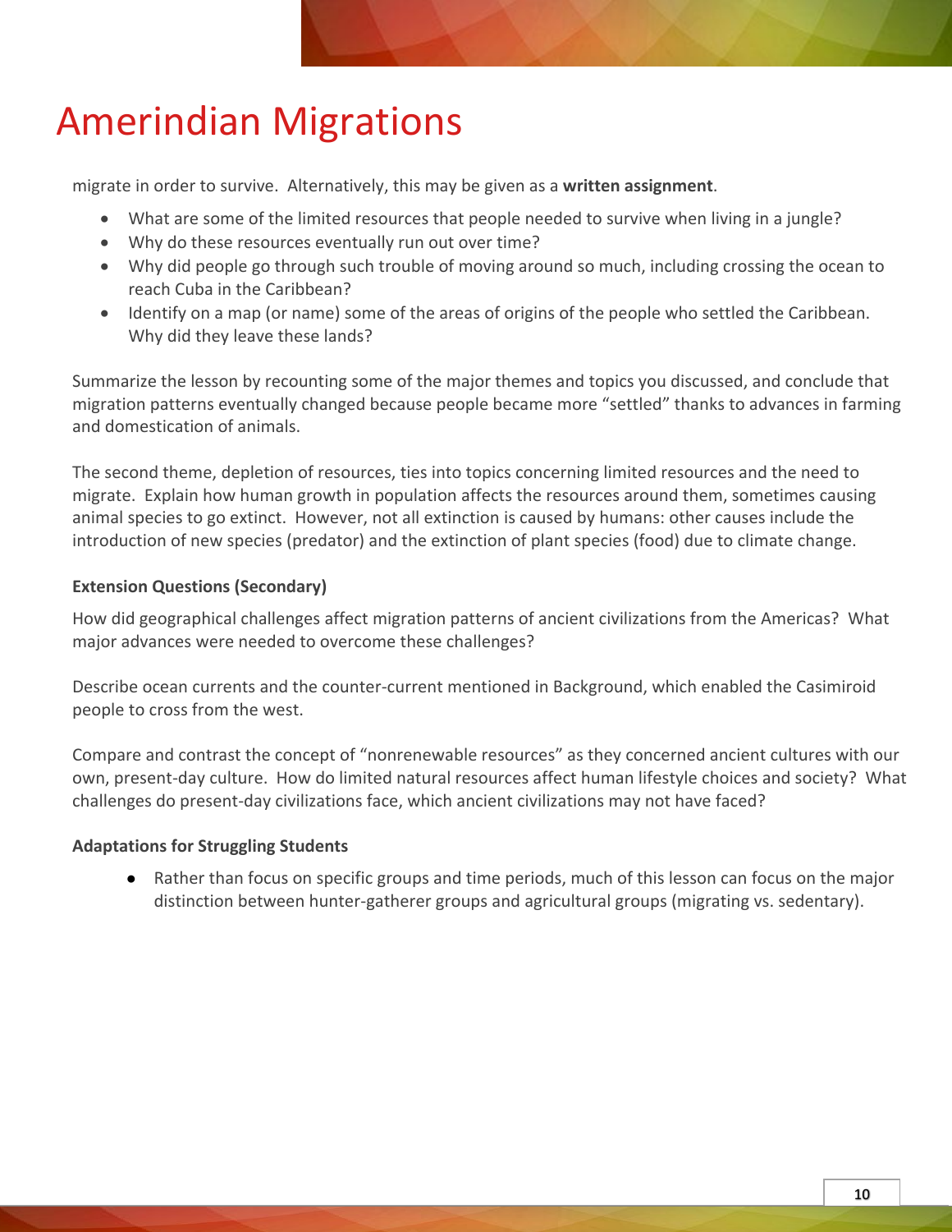migrate in order to survive.  Alternatively, this may be given as a **written assignment**.

- What are some of the limited resources that people needed to survive when living in a jungle?
- Why do these resources eventually run out over time?
- Why did people go through such trouble of moving around so much, including crossing the ocean to reach Cuba in the Caribbean?
- Identify on a map (or name) some of the areas of origins of the people who settled the Caribbean. Why did they leave these lands?

Summarize the lesson by recounting some of the major themes and topics you discussed, and conclude that migration patterns eventually changed because people became more "settled" thanks to advances in farming and domestication of animals.

The second theme, depletion of resources, ties into topics concerning limited resources and the need to migrate.  Explain how human growth in population affects the resources around them, sometimes causing animal species to go extinct.  However, not all extinction is caused by humans: other causes include the introduction of new species (predator) and the extinction of plant species (food) due to climate change.

**Extension Questions (Secondary)**

How did geographical challenges affect migration patterns of ancient civilizations from the Americas?  What major advances were needed to overcome these challenges?

Describe ocean currents and the counter-current mentioned in Background, which enabled the Casimiroid people to cross from the west.

Compare and contrast the concept of "nonrenewable resources" as they concerned ancient cultures with our own, present-day culture.  How do limited natural resources affect human lifestyle choices and society?  What challenges do present-day civilizations face, which ancient civilizations may not have faced?

**Adaptations for Struggling Students**

- Rather than focus on specific groups and time periods, much of this lesson can focus on the major distinction between hunter-gatherer groups and agricultural groups (migrating vs. sedentary).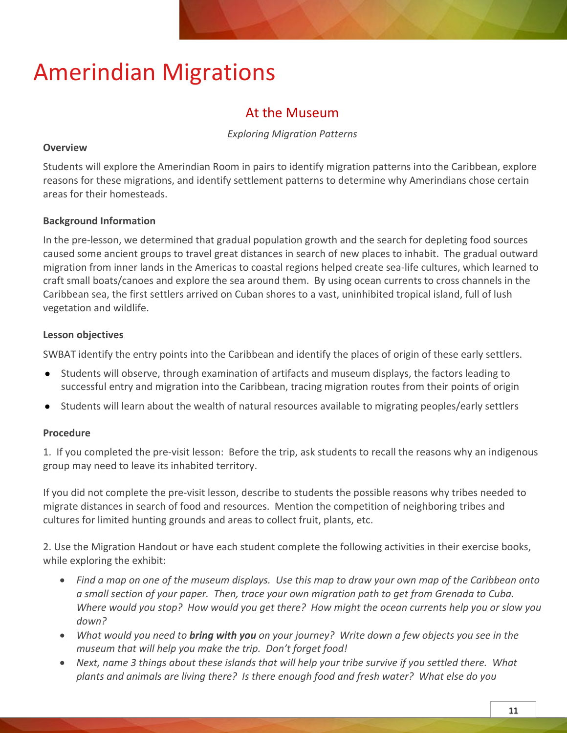# Amerindian Migrations

## At the Museum

*Exploring Migration Patterns*

**Overview**

Students will explore the Amerindian Room in pairs to identify migration patterns into the Caribbean, explore reasons for these migrations, and identify settlement patterns to determine why Amerindians chose certain areas for their homesteads.

**Background Information**

In the pre-lesson, we determined that gradual population growth and the search for depleting food sources caused some ancient groups to travel great distances in search of new places to inhabit. The gradual outward migration from inner lands in the Americas to coastal regions helped create sea-life cultures, which learned to craft small boats/canoes and explore the sea around them. By using ocean currents to cross channels in the Caribbean sea, the first settlers arrived on Cuban shores to a vast, uninhibited tropical island, full of lush vegetation and wildlife.

**Lesson objectives**

SWBAT identify the entry points into the Caribbean and identify the places of origin of these early settlers.

- Students will observe, through examination of artifacts and museum displays, the factors leading to successful entry and migration into the Caribbean, tracing migration routes from their points of origin
- Students will learn about the wealth of natural resources available to migrating peoples/early settlers

**Procedure**

1. If you completed the pre-visit lesson: Before the trip, ask students to recall the reasons why an indigenous group may need to leave its inhabited territory.

If you did not complete the pre-visit lesson, describe to students the possible reasons why tribes needed to migrate distances in search of food and resources. Mention the competition of neighboring tribes and cultures for limited hunting grounds and areas to collect fruit, plants, etc.

2. Use the Migration Handout or have each student complete the following activities in their exercise books, while exploring the exhibit:

- *Find a map on one of the museum displays. Use this map to draw your own map of the Caribbean onto a small section of your paper. Then, trace your own migration path to get from Grenada to Cuba. Where would you stop? How would you get there? How might the ocean currents help you or slow you down?*
- *What would you need to* ***bring with you*** *on your journey? Write down a few objects you see in the museum that will help you make the trip. Don't forget food!*
- *Next, name 3 things about these islands that will help your tribe survive if you settled there. What plants and animals are living there? Is there enough food and fresh water? What else do you*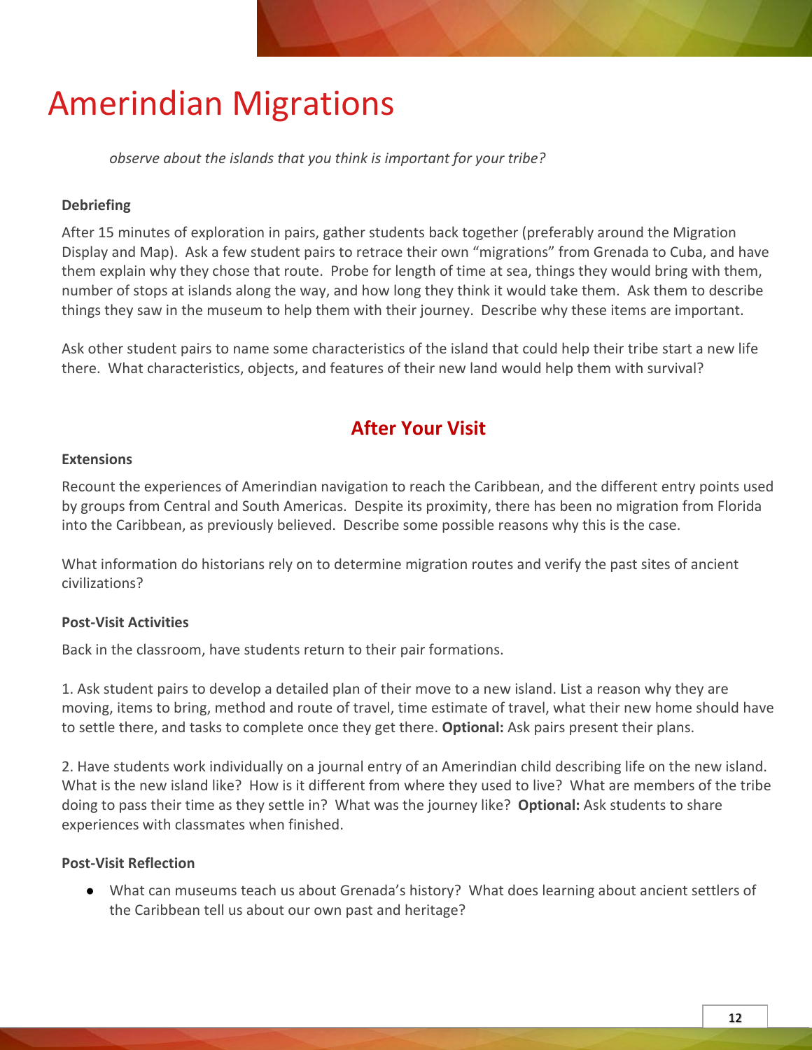# Amerindian Migrations

*observe about the islands that you think is important for your tribe?*

**Debriefing**

After 15 minutes of exploration in pairs, gather students back together (preferably around the Migration Display and Map). Ask a few student pairs to retrace their own "migrations" from Grenada to Cuba, and have them explain why they chose that route. Probe for length of time at sea, things they would bring with them, number of stops at islands along the way, and how long they think it would take them. Ask them to describe things they saw in the museum to help them with their journey. Describe why these items are important.

Ask other student pairs to name some characteristics of the island that could help their tribe start a new life there. What characteristics, objects, and features of their new land would help them with survival?

## After Your Visit

**Extensions**

Recount the experiences of Amerindian navigation to reach the Caribbean, and the different entry points used by groups from Central and South Americas. Despite its proximity, there has been no migration from Florida into the Caribbean, as previously believed. Describe some possible reasons why this is the case.

What information do historians rely on to determine migration routes and verify the past sites of ancient civilizations?

**Post-Visit Activities**

Back in the classroom, have students return to their pair formations.

1. Ask student pairs to develop a detailed plan of their move to a new island. List a reason why they are moving, items to bring, method and route of travel, time estimate of travel, what their new home should have to settle there, and tasks to complete once they get there. **Optional:** Ask pairs present their plans.

2. Have students work individually on a journal entry of an Amerindian child describing life on the new island. What is the new island like? How is it different from where they used to live? What are members of the tribe doing to pass their time as they settle in? What was the journey like? **Optional:** Ask students to share experiences with classmates when finished.

**Post-Visit Reflection**

- What can museums teach us about Grenada's history? What does learning about ancient settlers of the Caribbean tell us about our own past and heritage?